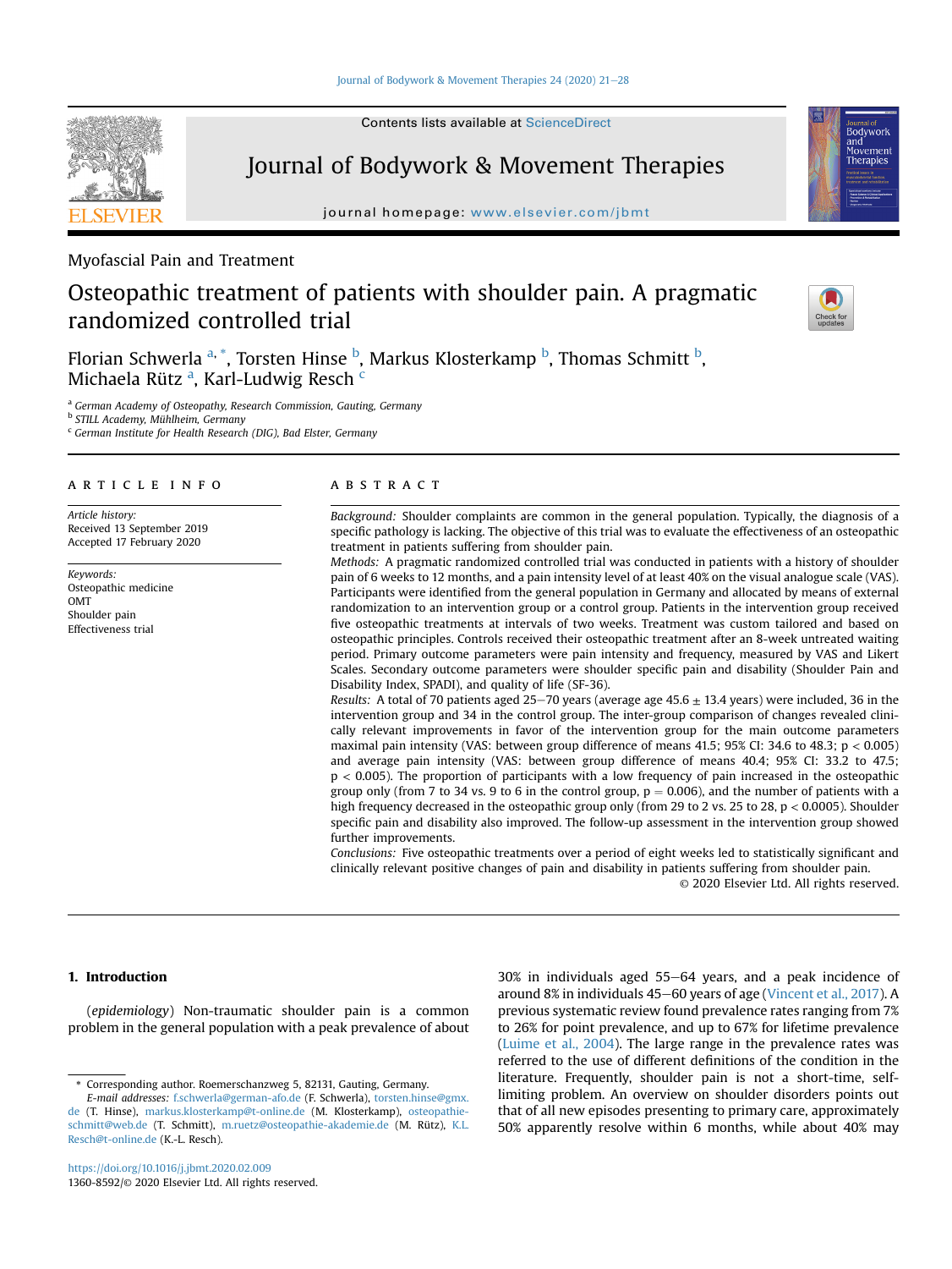Myofascial Pain and Treatment

# Osteopathic treatment of patients with shoulder pain. A pragmatic randomized controlled trial

Florian Schwerla [a,*], Torsten Hinse [b], Markus Klosterkamp [b], Thomas Schmitt [b], Michaela Rütz [a], Karl-Ludwig Resch [c]

[a] German Academy of Osteopathy, Research Commission, Gauting, Germany
[b] STILL Academy, Mühlheim, Germany
[c] German Institute for Health Research (DIG), Bad Elster, Germany

**ARTICLE INFO**

*Article history:*
Received 13 September 2019
Accepted 17 February 2020

*Keywords:*
Osteopathic medicine
OMT
Shoulder pain
Effectiveness trial

**ABSTRACT**

*Background:* Shoulder complaints are common in the general population. Typically, the diagnosis of a specific pathology is lacking. The objective of this trial was to evaluate the effectiveness of an osteopathic treatment in patients suffering from shoulder pain.

*Methods:* A pragmatic randomized controlled trial was conducted in patients with a history of shoulder pain of 6 weeks to 12 months, and a pain intensity level of at least 40% on the visual analogue scale (VAS). Participants were identified from the general population in Germany and allocated by means of external randomization to an intervention group or a control group. Patients in the intervention group received five osteopathic treatments at intervals of two weeks. Treatment was custom tailored and based on osteopathic principles. Controls received their osteopathic treatment after an 8-week untreated waiting period. Primary outcome parameters were pain intensity and frequency, measured by VAS and Likert Scales. Secondary outcome parameters were shoulder specific pain and disability (Shoulder Pain and Disability Index, SPADI), and quality of life (SF-36).

*Results:* A total of 70 patients aged 25–70 years (average age 45.6 ± 13.4 years) were included, 36 in the intervention group and 34 in the control group. The inter-group comparison of changes revealed clinically relevant improvements in favor of the intervention group for the main outcome parameters maximal pain intensity (VAS: between group difference of means 41.5; 95% CI: 34.6 to 48.3; $p < 0.005$) and average pain intensity (VAS: between group difference of means 40.4; 95% CI: 33.2 to 47.5; $p < 0.005$). The proportion of participants with a low frequency of pain increased in the osteopathic group only (from 7 to 34 vs. 9 to 6 in the control group, $p = 0.006$), and the number of patients with a high frequency decreased in the osteopathic group only (from 29 to 2 vs. 25 to 28, $p < 0.0005$). Shoulder specific pain and disability also improved. The follow-up assessment in the intervention group showed further improvements.

*Conclusions:* Five osteopathic treatments over a period of eight weeks led to statistically significant and clinically relevant positive changes of pain and disability in patients suffering from shoulder pain.

© 2020 Elsevier Ltd. All rights reserved.

## 1. Introduction

(*epidemiology*) Non-traumatic shoulder pain is a common problem in the general population with a peak prevalence of about 30% in individuals aged 55–64 years, and a peak incidence of around 8% in individuals 45–60 years of age (Vincent et al., 2017). A previous systematic review found prevalence rates ranging from 7% to 26% for point prevalence, and up to 67% for lifetime prevalence (Luime et al., 2004). The large range in the prevalence rates was referred to the use of different definitions of the condition in the literature. Frequently, shoulder pain is not a short-time, self-limiting problem. An overview on shoulder disorders points out that of all new episodes presenting to primary care, approximately 50% apparently resolve within 6 months, while about 40% may

\* Corresponding author. Roemerschanzweg 5, 82131, Gauting, Germany.
*E-mail addresses:* f.schwerla@german-afo.de (F. Schwerla), torsten.hinse@gmx.de (T. Hinse), markus.klosterkamp@t-online.de (M. Klosterkamp), osteopathie-schmitt@web.de (T. Schmitt), m.ruetz@osteopathie-akademie.de (M. Rütz), K.L.Resch@t-online.de (K.-L. Resch).

https://doi.org/10.1016/j.jbmt.2020.02.009
1360-8592/© 2020 Elsevier Ltd. All rights reserved.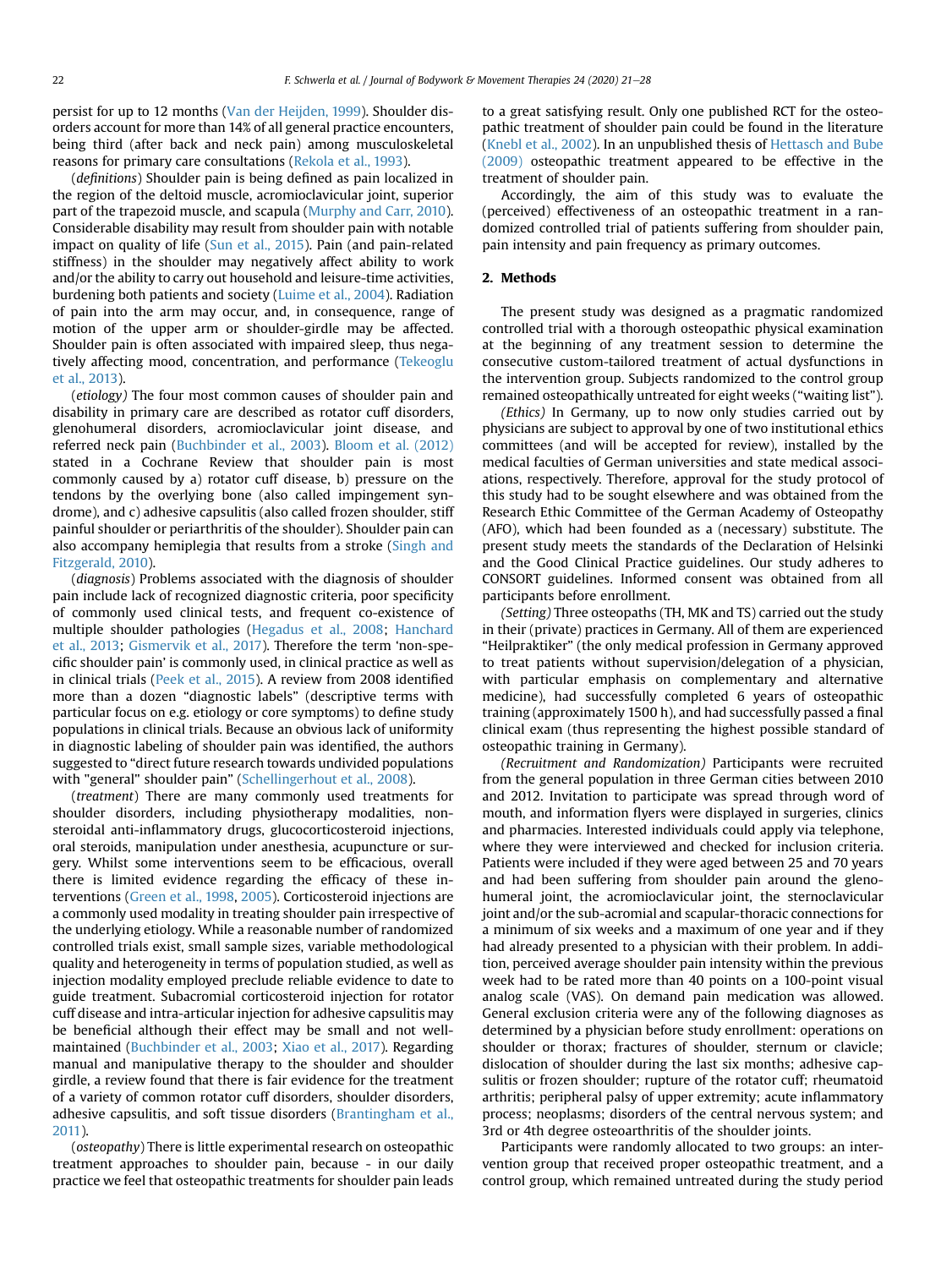persist for up to 12 months (Van der Heijden, 1999). Shoulder disorders account for more than 14% of all general practice encounters, being third (after back and neck pain) among musculoskeletal reasons for primary care consultations (Rekola et al., 1993).

(*definitions*) Shoulder pain is being defined as pain localized in the region of the deltoid muscle, acromioclavicular joint, superior part of the trapezoid muscle, and scapula (Murphy and Carr, 2010). Considerable disability may result from shoulder pain with notable impact on quality of life (Sun et al., 2015). Pain (and pain-related stiffness) in the shoulder may negatively affect ability to work and/or the ability to carry out household and leisure-time activities, burdening both patients and society (Luime et al., 2004). Radiation of pain into the arm may occur, and, in consequence, range of motion of the upper arm or shoulder-girdle may be affected. Shoulder pain is often associated with impaired sleep, thus negatively affecting mood, concentration, and performance (Tekeoglu et al., 2013).

(*etiology*) The four most common causes of shoulder pain and disability in primary care are described as rotator cuff disorders, glenohumeral disorders, acromioclavicular joint disease, and referred neck pain (Buchbinder et al., 2003). Bloom et al. (2012) stated in a Cochrane Review that shoulder pain is most commonly caused by a) rotator cuff disease, b) pressure on the tendons by the overlying bone (also called impingement syndrome), and c) adhesive capsulitis (also called frozen shoulder, stiff painful shoulder or periarthritis of the shoulder). Shoulder pain can also accompany hemiplegia that results from a stroke (Singh and Fitzgerald, 2010).

(*diagnosis*) Problems associated with the diagnosis of shoulder pain include lack of recognized diagnostic criteria, poor specificity of commonly used clinical tests, and frequent co-existence of multiple shoulder pathologies (Hegadus et al., 2008; Hanchard et al., 2013; Gismervik et al., 2017). Therefore the term 'non-specific shoulder pain' is commonly used, in clinical practice as well as in clinical trials (Peek et al., 2015). A review from 2008 identified more than a dozen "diagnostic labels" (descriptive terms with particular focus on e.g. etiology or core symptoms) to define study populations in clinical trials. Because an obvious lack of uniformity in diagnostic labeling of shoulder pain was identified, the authors suggested to "direct future research towards undivided populations with "general" shoulder pain" (Schellingerhout et al., 2008).

(*treatment*) There are many commonly used treatments for shoulder disorders, including physiotherapy modalities, non-steroidal anti-inflammatory drugs, glucocorticosteroid injections, oral steroids, manipulation under anesthesia, acupuncture or surgery. Whilst some interventions seem to be efficacious, overall there is limited evidence regarding the efficacy of these interventions (Green et al., 1998, 2005). Corticosteroid injections are a commonly used modality in treating shoulder pain irrespective of the underlying etiology. While a reasonable number of randomized controlled trials exist, small sample sizes, variable methodological quality and heterogeneity in terms of population studied, as well as injection modality employed preclude reliable evidence to date to guide treatment. Subacromial corticosteroid injection for rotator cuff disease and intra-articular injection for adhesive capsulitis may be beneficial although their effect may be small and not well-maintained (Buchbinder et al., 2003; Xiao et al., 2017). Regarding manual and manipulative therapy to the shoulder and shoulder girdle, a review found that there is fair evidence for the treatment of a variety of common rotator cuff disorders, shoulder disorders, adhesive capsulitis, and soft tissue disorders (Brantingham et al., 2011).

(*osteopathy*) There is little experimental research on osteopathic treatment approaches to shoulder pain, because - in our daily practice we feel that osteopathic treatments for shoulder pain leads to a great satisfying result. Only one published RCT for the osteopathic treatment of shoulder pain could be found in the literature (Knebl et al., 2002). In an unpublished thesis of Hettasch and Bube (2009) osteopathic treatment appeared to be effective in the treatment of shoulder pain.

Accordingly, the aim of this study was to evaluate the (perceived) effectiveness of an osteopathic treatment in a randomized controlled trial of patients suffering from shoulder pain, pain intensity and pain frequency as primary outcomes.

## 2. Methods

The present study was designed as a pragmatic randomized controlled trial with a thorough osteopathic physical examination at the beginning of any treatment session to determine the consecutive custom-tailored treatment of actual dysfunctions in the intervention group. Subjects randomized to the control group remained osteopathically untreated for eight weeks ("waiting list").

*(Ethics)* In Germany, up to now only studies carried out by physicians are subject to approval by one of two institutional ethics committees (and will be accepted for review), installed by the medical faculties of German universities and state medical associations, respectively. Therefore, approval for the study protocol of this study had to be sought elsewhere and was obtained from the Research Ethic Committee of the German Academy of Osteopathy (AFO), which had been founded as a (necessary) substitute. The present study meets the standards of the Declaration of Helsinki and the Good Clinical Practice guidelines. Our study adheres to CONSORT guidelines. Informed consent was obtained from all participants before enrollment.

*(Setting)* Three osteopaths (TH, MK and TS) carried out the study in their (private) practices in Germany. All of them are experienced "Heilpraktiker" (the only medical profession in Germany approved to treat patients without supervision/delegation of a physician, with particular emphasis on complementary and alternative medicine), had successfully completed 6 years of osteopathic training (approximately 1500 h), and had successfully passed a final clinical exam (thus representing the highest possible standard of osteopathic training in Germany).

*(Recruitment and Randomization)* Participants were recruited from the general population in three German cities between 2010 and 2012. Invitation to participate was spread through word of mouth, and information flyers were displayed in surgeries, clinics and pharmacies. Interested individuals could apply via telephone, where they were interviewed and checked for inclusion criteria. Patients were included if they were aged between 25 and 70 years and had been suffering from shoulder pain around the glenohumeral joint, the acromioclavicular joint, the sternoclavicular joint and/or the sub-acromial and scapular-thoracic connections for a minimum of six weeks and a maximum of one year and if they had already presented to a physician with their problem. In addition, perceived average shoulder pain intensity within the previous week had to be rated more than 40 points on a 100-point visual analog scale (VAS). On demand pain medication was allowed. General exclusion criteria were any of the following diagnoses as determined by a physician before study enrollment: operations on shoulder or thorax; fractures of shoulder, sternum or clavicle; dislocation of shoulder during the last six months; adhesive capsulitis or frozen shoulder; rupture of the rotator cuff; rheumatoid arthritis; peripheral palsy of upper extremity; acute inflammatory process; neoplasms; disorders of the central nervous system; and 3rd or 4th degree osteoarthritis of the shoulder joints.

Participants were randomly allocated to two groups: an intervention group that received proper osteopathic treatment, and a control group, which remained untreated during the study period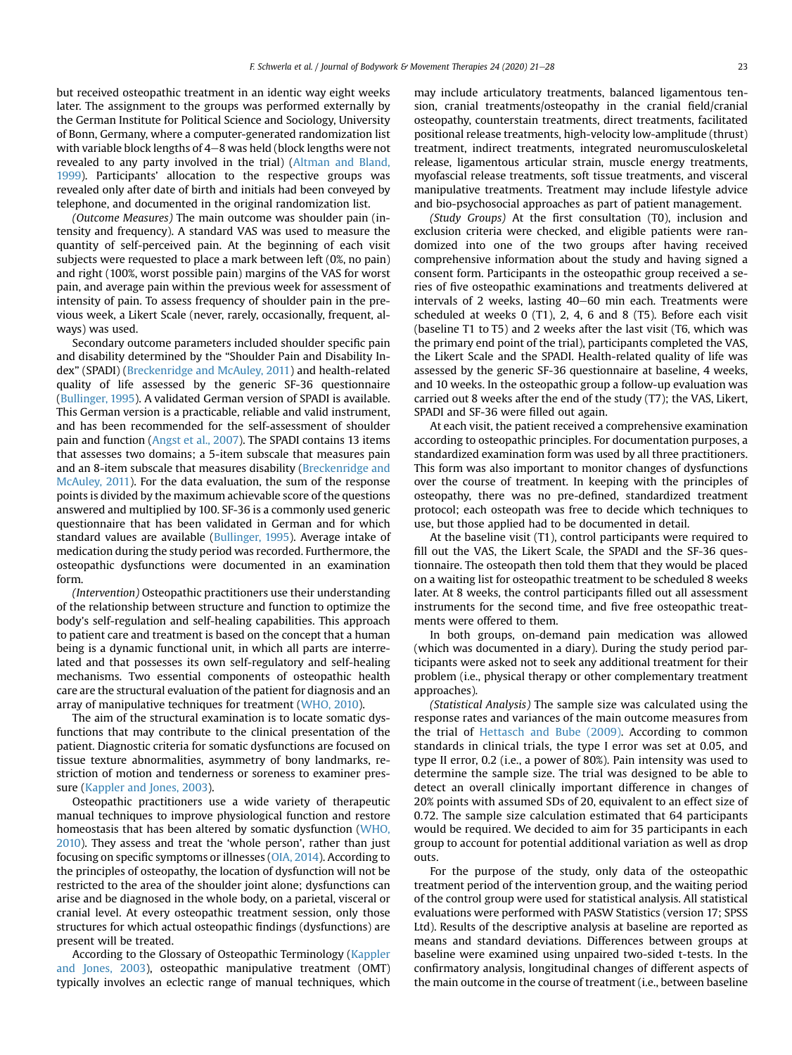but received osteopathic treatment in an identic way eight weeks later. The assignment to the groups was performed externally by the German Institute for Political Science and Sociology, University of Bonn, Germany, where a computer-generated randomization list with variable block lengths of 4–8 was held (block lengths were not revealed to any party involved in the trial) (Altman and Bland, 1999). Participants' allocation to the respective groups was revealed only after date of birth and initials had been conveyed by telephone, and documented in the original randomization list.

*(Outcome Measures)* The main outcome was shoulder pain (intensity and frequency). A standard VAS was used to measure the quantity of self-perceived pain. At the beginning of each visit subjects were requested to place a mark between left (0%, no pain) and right (100%, worst possible pain) margins of the VAS for worst pain, and average pain within the previous week for assessment of intensity of pain. To assess frequency of shoulder pain in the previous week, a Likert Scale (never, rarely, occasionally, frequent, always) was used.

Secondary outcome parameters included shoulder specific pain and disability determined by the "Shoulder Pain and Disability Index" (SPADI) (Breckenridge and McAuley, 2011) and health-related quality of life assessed by the generic SF-36 questionnaire (Bullinger, 1995). A validated German version of SPADI is available. This German version is a practicable, reliable and valid instrument, and has been recommended for the self-assessment of shoulder pain and function (Angst et al., 2007). The SPADI contains 13 items that assesses two domains; a 5-item subscale that measures pain and an 8-item subscale that measures disability (Breckenridge and McAuley, 2011). For the data evaluation, the sum of the response points is divided by the maximum achievable score of the questions answered and multiplied by 100. SF-36 is a commonly used generic questionnaire that has been validated in German and for which standard values are available (Bullinger, 1995). Average intake of medication during the study period was recorded. Furthermore, the osteopathic dysfunctions were documented in an examination form.

*(Intervention)* Osteopathic practitioners use their understanding of the relationship between structure and function to optimize the body's self-regulation and self-healing capabilities. This approach to patient care and treatment is based on the concept that a human being is a dynamic functional unit, in which all parts are interrelated and that possesses its own self-regulatory and self-healing mechanisms. Two essential components of osteopathic health care are the structural evaluation of the patient for diagnosis and an array of manipulative techniques for treatment (WHO, 2010).

The aim of the structural examination is to locate somatic dysfunctions that may contribute to the clinical presentation of the patient. Diagnostic criteria for somatic dysfunctions are focused on tissue texture abnormalities, asymmetry of bony landmarks, restriction of motion and tenderness or soreness to examiner pressure (Kappler and Jones, 2003).

Osteopathic practitioners use a wide variety of therapeutic manual techniques to improve physiological function and restore homeostasis that has been altered by somatic dysfunction (WHO, 2010). They assess and treat the 'whole person', rather than just focusing on specific symptoms or illnesses (OIA, 2014). According to the principles of osteopathy, the location of dysfunction will not be restricted to the area of the shoulder joint alone; dysfunctions can arise and be diagnosed in the whole body, on a parietal, visceral or cranial level. At every osteopathic treatment session, only those structures for which actual osteopathic findings (dysfunctions) are present will be treated.

According to the Glossary of Osteopathic Terminology (Kappler and Jones, 2003), osteopathic manipulative treatment (OMT) typically involves an eclectic range of manual techniques, which may include articulatory treatments, balanced ligamentous tension, cranial treatments/osteopathy in the cranial field/cranial osteopathy, counterstain treatments, direct treatments, facilitated positional release treatments, high-velocity low-amplitude (thrust) treatment, indirect treatments, integrated neuromusculoskeletal release, ligamentous articular strain, muscle energy treatments, myofascial release treatments, soft tissue treatments, and visceral manipulative treatments. Treatment may include lifestyle advice and bio-psychosocial approaches as part of patient management.

*(Study Groups)* At the first consultation (T0), inclusion and exclusion criteria were checked, and eligible patients were randomized into one of the two groups after having received comprehensive information about the study and having signed a consent form. Participants in the osteopathic group received a series of five osteopathic examinations and treatments delivered at intervals of 2 weeks, lasting 40–60 min each. Treatments were scheduled at weeks 0 (T1), 2, 4, 6 and 8 (T5). Before each visit (baseline T1 to T5) and 2 weeks after the last visit (T6, which was the primary end point of the trial), participants completed the VAS, the Likert Scale and the SPADI. Health-related quality of life was assessed by the generic SF-36 questionnaire at baseline, 4 weeks, and 10 weeks. In the osteopathic group a follow-up evaluation was carried out 8 weeks after the end of the study (T7); the VAS, Likert, SPADI and SF-36 were filled out again.

At each visit, the patient received a comprehensive examination according to osteopathic principles. For documentation purposes, a standardized examination form was used by all three practitioners. This form was also important to monitor changes of dysfunctions over the course of treatment. In keeping with the principles of osteopathy, there was no pre-defined, standardized treatment protocol; each osteopath was free to decide which techniques to use, but those applied had to be documented in detail.

At the baseline visit (T1), control participants were required to fill out the VAS, the Likert Scale, the SPADI and the SF-36 questionnaire. The osteopath then told them that they would be placed on a waiting list for osteopathic treatment to be scheduled 8 weeks later. At 8 weeks, the control participants filled out all assessment instruments for the second time, and five free osteopathic treatments were offered to them.

In both groups, on-demand pain medication was allowed (which was documented in a diary). During the study period participants were asked not to seek any additional treatment for their problem (i.e., physical therapy or other complementary treatment approaches).

*(Statistical Analysis)* The sample size was calculated using the response rates and variances of the main outcome measures from the trial of Hettasch and Bube (2009). According to common standards in clinical trials, the type I error was set at 0.05, and type II error, 0.2 (i.e., a power of 80%). Pain intensity was used to determine the sample size. The trial was designed to be able to detect an overall clinically important difference in changes of 20% points with assumed SDs of 20, equivalent to an effect size of 0.72. The sample size calculation estimated that 64 participants would be required. We decided to aim for 35 participants in each group to account for potential additional variation as well as drop outs.

For the purpose of the study, only data of the osteopathic treatment period of the intervention group, and the waiting period of the control group were used for statistical analysis. All statistical evaluations were performed with PASW Statistics (version 17; SPSS Ltd). Results of the descriptive analysis at baseline are reported as means and standard deviations. Differences between groups at baseline were examined using unpaired two-sided t-tests. In the confirmatory analysis, longitudinal changes of different aspects of the main outcome in the course of treatment (i.e., between baseline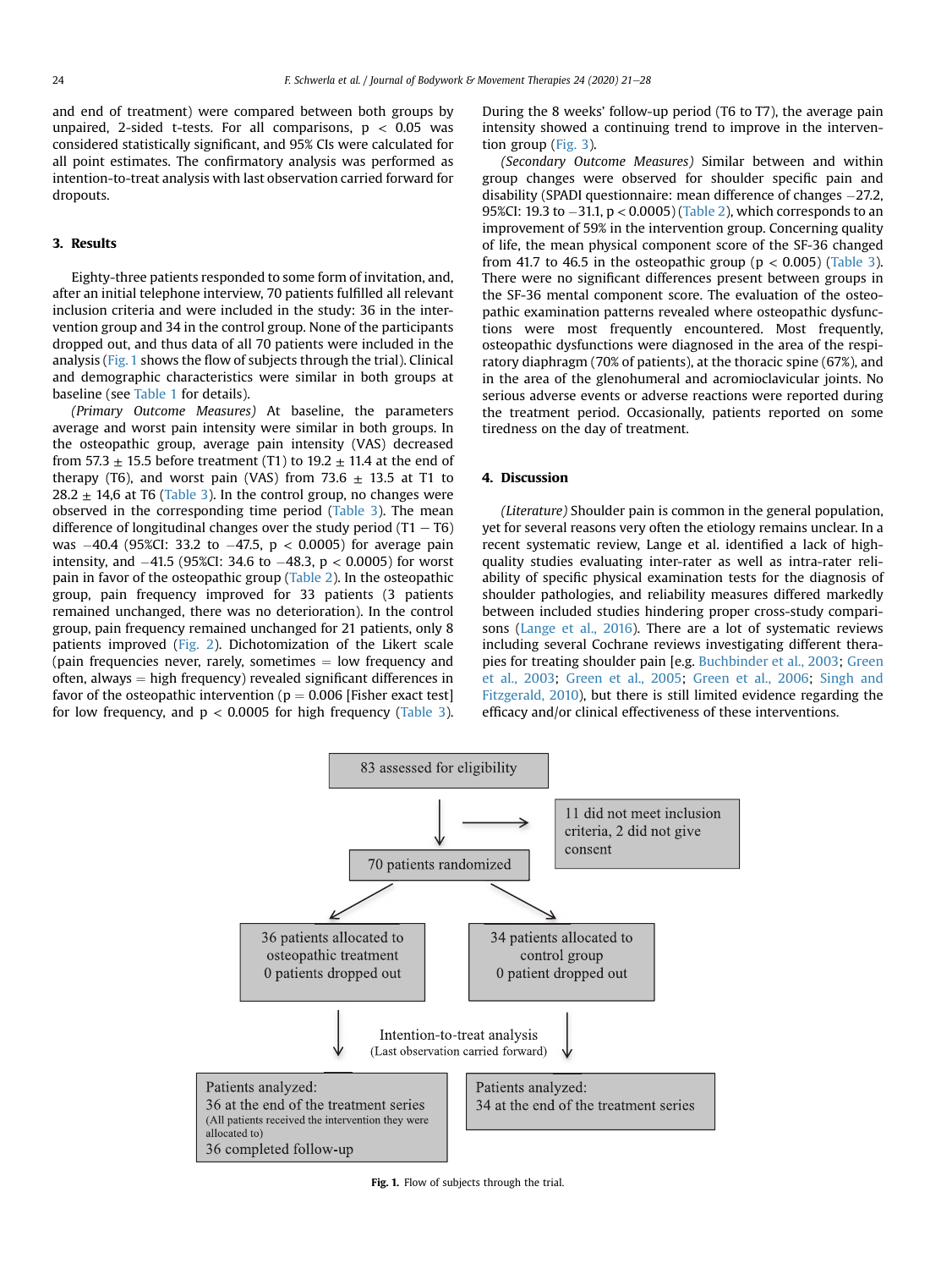and end of treatment) were compared between both groups by unpaired, 2-sided t-tests. For all comparisons, $p < 0.05$ was considered statistically significant, and 95% CIs were calculated for all point estimates. The confirmatory analysis was performed as intention-to-treat analysis with last observation carried forward for dropouts.

## 3. Results

Eighty-three patients responded to some form of invitation, and, after an initial telephone interview, 70 patients fulfilled all relevant inclusion criteria and were included in the study: 36 in the intervention group and 34 in the control group. None of the participants dropped out, and thus data of all 70 patients were included in the analysis (Fig. 1 shows the flow of subjects through the trial). Clinical and demographic characteristics were similar in both groups at baseline (see Table 1 for details).

*(Primary Outcome Measures)* At baseline, the parameters average and worst pain intensity were similar in both groups. In the osteopathic group, average pain intensity (VAS) decreased from 57.3 ± 15.5 before treatment (T1) to 19.2 ± 11.4 at the end of therapy (T6), and worst pain (VAS) from 73.6 ± 13.5 at T1 to 28.2 ± 14,6 at T6 (Table 3). In the control group, no changes were observed in the corresponding time period (Table 3). The mean difference of longitudinal changes over the study period (T1 − T6) was −40.4 (95%CI: 33.2 to −47.5, $p < 0.0005$) for average pain intensity, and −41.5 (95%CI: 34.6 to −48.3, $p < 0.0005$) for worst pain in favor of the osteopathic group (Table 2). In the osteopathic group, pain frequency improved for 33 patients (3 patients remained unchanged, there was no deterioration). In the control group, pain frequency remained unchanged for 21 patients, only 8 patients improved (Fig. 2). Dichotomization of the Likert scale (pain frequencies never, rarely, sometimes = low frequency and often, always = high frequency) revealed significant differences in favor of the osteopathic intervention ($p = 0.006$ [Fisher exact test] for low frequency, and $p < 0.0005$ for high frequency (Table 3). During the 8 weeks' follow-up period (T6 to T7), the average pain intensity showed a continuing trend to improve in the intervention group (Fig. 3).

*(Secondary Outcome Measures)* Similar between and within group changes were observed for shoulder specific pain and disability (SPADI questionnaire: mean difference of changes −27.2, 95%CI: 19.3 to −31.1, $p < 0.0005$) (Table 2), which corresponds to an improvement of 59% in the intervention group. Concerning quality of life, the mean physical component score of the SF-36 changed from 41.7 to 46.5 in the osteopathic group ($p < 0.005$) (Table 3). There were no significant differences present between groups in the SF-36 mental component score. The evaluation of the osteopathic examination patterns revealed where osteopathic dysfunctions were most frequently encountered. Most frequently, osteopathic dysfunctions were diagnosed in the area of the respiratory diaphragm (70% of patients), at the thoracic spine (67%), and in the area of the glenohumeral and acromioclavicular joints. No serious adverse events or adverse reactions were reported during the treatment period. Occasionally, patients reported on some tiredness on the day of treatment.

## 4. Discussion

*(Literature)* Shoulder pain is common in the general population, yet for several reasons very often the etiology remains unclear. In a recent systematic review, Lange et al. identified a lack of high-quality studies evaluating inter-rater as well as intra-rater reliability of specific physical examination tests for the diagnosis of shoulder pathologies, and reliability measures differed markedly between included studies hindering proper cross-study comparisons (Lange et al., 2016). There are a lot of systematic reviews including several Cochrane reviews investigating different therapies for treating shoulder pain [e.g. Buchbinder et al., 2003; Green et al., 2003; Green et al., 2005; Green et al., 2006; Singh and Fitzgerald, 2010), but there is still limited evidence regarding the efficacy and/or clinical effectiveness of these interventions.

83 assessed for eligibility

11 did not meet inclusion criteria, 2 did not give consent

70 patients randomized

36 patients allocated to osteopathic treatment
0 patients dropped out

34 patients allocated to control group
0 patient dropped out

Intention-to-treat analysis
(Last observation carried forward)

Patients analyzed:
36 at the end of the treatment series
(All patients received the intervention they were allocated to)
36 completed follow-up

Patients analyzed:
34 at the end of the treatment series

**Fig. 1.** Flow of subjects through the trial.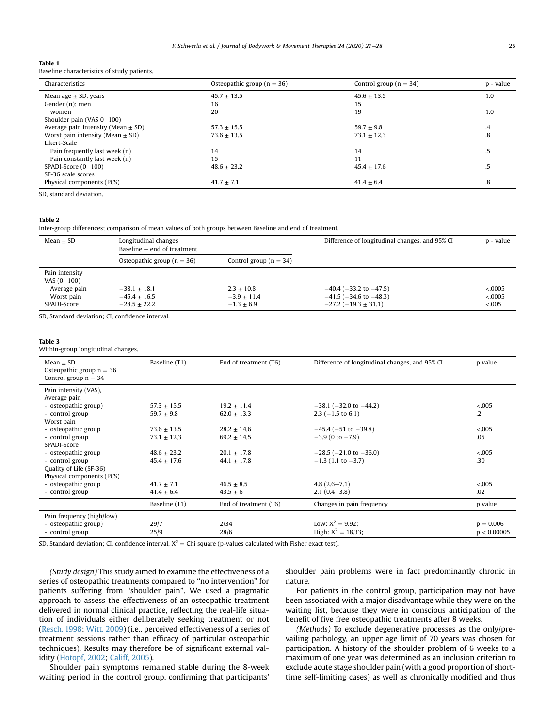**Table 1**
Baseline characteristics of study patients.

| Characteristics | Osteopathic group (n = 36) | Control group (n = 34) | p - value |
|---|---|---|---|
| Mean age ± SD, years | 45.7 ± 13.5 | 45.6 ± 13.5 | 1.0 |
| Gender (n): men | 16 | 15 | |
| women | 20 | 19 | 1.0 |
| Shoulder pain (VAS 0–100) | | | |
| Average pain intensity (Mean ± SD) | 57.3 ± 15.5 | 59.7 ± 9.8 | .4 |
| Worst pain intensity (Mean ± SD) | 73.6 ± 13.5 | 73.1 ± 12,3 | .8 |
| Likert-Scale | | | |
| Pain frequently last week (n) | 14 | 14 | .5 |
| Pain constantly last week (n) | 15 | 11 | |
| SPADI-Score (0–100) | 48.6 ± 23.2 | 45.4 ± 17.6 | .5 |
| SF-36 scale scores | | | |
| Physical components (PCS) | 41.7 ± 7.1 | 41.4 ± 6.4 | .8 |

SD, standard deviation.

**Table 2**
Inter-group differences; comparison of mean values of both groups between Baseline and end of treatment.

| Mean ± SD | Longitudinal changes Baseline − end of treatment | | Difference of longitudinal changes, and 95% CI | p - value |
|---|---|---|---|---|
| | Osteopathic group (n = 36) | Control group (n = 34) | | |
| Pain intensity VAS (0–100) | | | | |
| Average pain | −38.1 ± 18.1 | 2.3 ± 10.8 | −40.4 (−33.2 to −47.5) | <.0005 |
| Worst pain | −45.4 ± 16.5 | −3.9 ± 11.4 | −41.5 (−34.6 to −48.3) | <.0005 |
| SPADI-Score | −28.5 ± 22.2 | −1.3 ± 6.9 | −27.2 (−19.3 ± 31.1) | <.005 |

SD, Standard deviation; CI, confidence interval.

**Table 3**
Within-group longitudinal changes.

| Mean ± SD<br>Osteopathic group n = 36<br>Control group n = 34 | Baseline (T1) | End of treatment (T6) | Difference of longitudinal changes, and 95% CI | p value |
|---|---|---|---|---|
| Pain intensity (VAS), Average pain | | | | |
| - osteopathic group) | 57.3 ± 15.5 | 19.2 ± 11.4 | −38.1 (−32.0 to −44.2) | <.005 |
| - control group | 59.7 ± 9.8 | 62.0 ± 13.3 | 2.3 (−1.5 to 6.1) | .2 |
| Worst pain | | | | |
| - osteopathic group | 73.6 ± 13.5 | 28.2 ± 14,6 | −45.4 (−51 to −39.8) | <.005 |
| - control group | 73.1 ± 12,3 | 69.2 ± 14,5 | −3.9 (0 to −7.9) | .05 |
| SPADI-Score | | | | |
| - osteopathic group | 48.6 ± 23.2 | 20.1 ± 17.8 | −28.5 (−21.0 to −36.0) | <.005 |
| - control group | 45.4 ± 17.6 | 44.1 ± 17.8 | −1.3 (1.1 to −3.7) | .30 |
| Quality of Life (SF-36) Physical components (PCS) | | | | |
| - osteopathic group | 41.7 ± 7.1 | 46.5 ± 8.5 | 4.8 (2.6–7.1) | <.005 |
| - control group | 41.4 ± 6.4 | 43.5 ± 6 | 2.1 (0.4–3.8) | .02 |
| | Baseline (T1) | End of treatment (T6) | Changes in pain frequency | p value |
| Pain frequency (high/low) | | | | |
| - osteopathic group) | 29/7 | 2/34 | Low: $X^2 = 9.92$; | p = 0.006 |
| - control group | 25/9 | 28/6 | High: $X^2 = 18.33$; | p < 0.00005 |

SD, Standard deviation; CI, confidence interval, $X^2$ = Chi square (p-values calculated with Fisher exact test).

*(Study design)* This study aimed to examine the effectiveness of a series of osteopathic treatments compared to "no intervention" for patients suffering from "shoulder pain". We used a pragmatic approach to assess the effectiveness of an osteopathic treatment delivered in normal clinical practice, reflecting the real-life situation of individuals either deliberately seeking treatment or not (Resch, 1998; Witt, 2009) (i.e., perceived effectiveness of a series of treatment sessions rather than efficacy of particular osteopathic techniques). Results may therefore be of significant external validity (Hotopf, 2002; Califf, 2005).

Shoulder pain symptoms remained stable during the 8-week waiting period in the control group, confirming that participants' shoulder pain problems were in fact predominantly chronic in nature.

For patients in the control group, participation may not have been associated with a major disadvantage while they were on the waiting list, because they were in conscious anticipation of the benefit of five free osteopathic treatments after 8 weeks.

*(Methods)* To exclude degenerative processes as the only/prevailing pathology, an upper age limit of 70 years was chosen for participation. A history of the shoulder problem of 6 weeks to a maximum of one year was determined as an inclusion criterion to exclude acute stage shoulder pain (with a good proportion of short-time self-limiting cases) as well as chronically modified and thus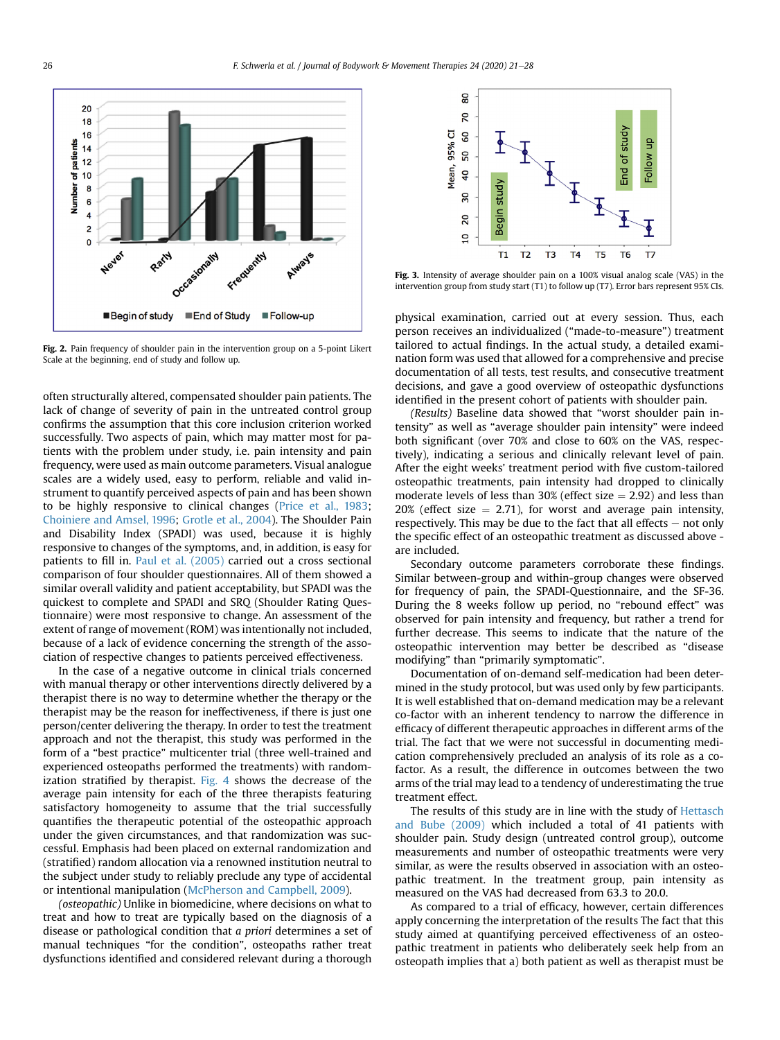Fig. 2. Pain frequency of shoulder pain in the intervention group on a 5-point Likert Scale at the beginning, end of study and follow up.

Fig. 3. Intensity of average shoulder pain on a 100% visual analog scale (VAS) in the intervention group from study start (T1) to follow up (T7). Error bars represent 95% CIs.

often structurally altered, compensated shoulder pain patients. The lack of change of severity of pain in the untreated control group confirms the assumption that this core inclusion criterion worked successfully. Two aspects of pain, which may matter most for patients with the problem under study, i.e. pain intensity and pain frequency, were used as main outcome parameters. Visual analogue scales are a widely used, easy to perform, reliable and valid instrument to quantify perceived aspects of pain and has been shown to be highly responsive to clinical changes (Price et al., 1983; Choiniere and Amsel, 1996; Grotle et al., 2004). The Shoulder Pain and Disability Index (SPADI) was used, because it is highly responsive to changes of the symptoms, and, in addition, is easy for patients to fill in. Paul et al. (2005) carried out a cross sectional comparison of four shoulder questionnaires. All of them showed a similar overall validity and patient acceptability, but SPADI was the quickest to complete and SPADI and SRQ (Shoulder Rating Questionnaire) were most responsive to change. An assessment of the extent of range of movement (ROM) was intentionally not included, because of a lack of evidence concerning the strength of the association of respective changes to patients perceived effectiveness.

In the case of a negative outcome in clinical trials concerned with manual therapy or other interventions directly delivered by a therapist there is no way to determine whether the therapy or the therapist may be the reason for ineffectiveness, if there is just one person/center delivering the therapy. In order to test the treatment approach and not the therapist, this study was performed in the form of a "best practice" multicenter trial (three well-trained and experienced osteopaths performed the treatments) with randomization stratified by therapist. Fig. 4 shows the decrease of the average pain intensity for each of the three therapists featuring satisfactory homogeneity to assume that the trial successfully quantifies the therapeutic potential of the osteopathic approach under the given circumstances, and that randomization was successful. Emphasis had been placed on external randomization and (stratified) random allocation via a renowned institution neutral to the subject under study to reliably preclude any type of accidental or intentional manipulation (McPherson and Campbell, 2009).

*(osteopathic)* Unlike in biomedicine, where decisions on what to treat and how to treat are typically based on the diagnosis of a disease or pathological condition that *a priori* determines a set of manual techniques "for the condition", osteopaths rather treat dysfunctions identified and considered relevant during a thorough physical examination, carried out at every session. Thus, each person receives an individualized ("made-to-measure") treatment tailored to actual findings. In the actual study, a detailed examination form was used that allowed for a comprehensive and precise documentation of all tests, test results, and consecutive treatment decisions, and gave a good overview of osteopathic dysfunctions identified in the present cohort of patients with shoulder pain.

*(Results)* Baseline data showed that "worst shoulder pain intensity" as well as "average shoulder pain intensity" were indeed both significant (over 70% and close to 60% on the VAS, respectively), indicating a serious and clinically relevant level of pain. After the eight weeks' treatment period with five custom-tailored osteopathic treatments, pain intensity had dropped to clinically moderate levels of less than 30% (effect size = 2.92) and less than 20% (effect size = 2.71), for worst and average pain intensity, respectively. This may be due to the fact that all effects – not only the specific effect of an osteopathic treatment as discussed above - are included.

Secondary outcome parameters corroborate these findings. Similar between-group and within-group changes were observed for frequency of pain, the SPADI-Questionnaire, and the SF-36. During the 8 weeks follow up period, no "rebound effect" was observed for pain intensity and frequency, but rather a trend for further decrease. This seems to indicate that the nature of the osteopathic intervention may better be described as "disease modifying" than "primarily symptomatic".

Documentation of on-demand self-medication had been determined in the study protocol, but was used only by few participants. It is well established that on-demand medication may be a relevant co-factor with an inherent tendency to narrow the difference in efficacy of different therapeutic approaches in different arms of the trial. The fact that we were not successful in documenting medication comprehensively precluded an analysis of its role as a co-factor. As a result, the difference in outcomes between the two arms of the trial may lead to a tendency of underestimating the true treatment effect.

The results of this study are in line with the study of Hettasch and Bube (2009) which included a total of 41 patients with shoulder pain. Study design (untreated control group), outcome measurements and number of osteopathic treatments were very similar, as were the results observed in association with an osteopathic treatment. In the treatment group, pain intensity as measured on the VAS had decreased from 63.3 to 20.0.

As compared to a trial of efficacy, however, certain differences apply concerning the interpretation of the results The fact that this study aimed at quantifying perceived effectiveness of an osteopathic treatment in patients who deliberately seek help from an osteopath implies that a) both patient as well as therapist must be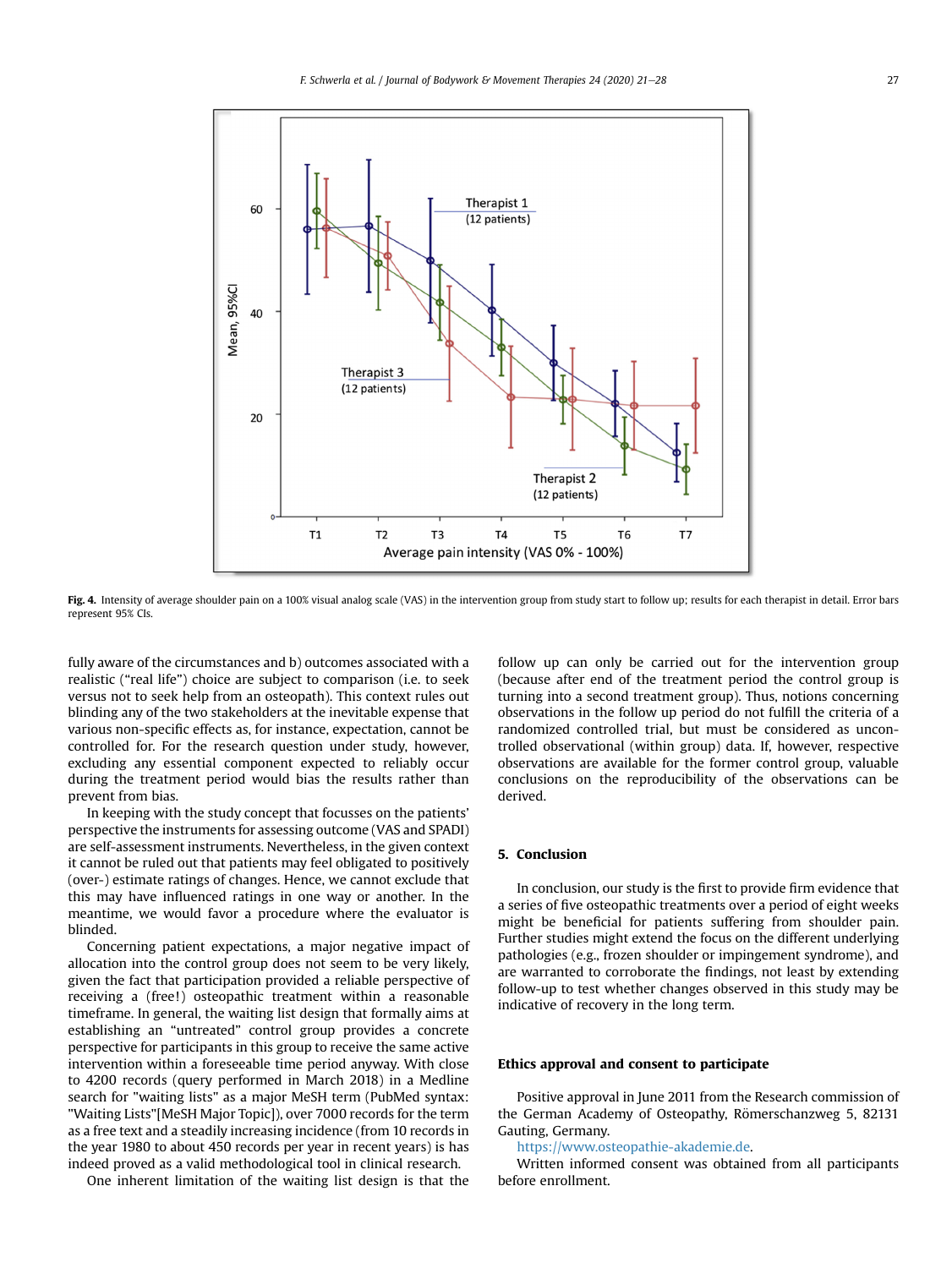Fig. 4. Intensity of average shoulder pain on a 100% visual analog scale (VAS) in the intervention group from study start to follow up; results for each therapist in detail. Error bars represent 95% CIs.

fully aware of the circumstances and b) outcomes associated with a realistic ("real life") choice are subject to comparison (i.e. to seek versus not to seek help from an osteopath). This context rules out blinding any of the two stakeholders at the inevitable expense that various non-specific effects as, for instance, expectation, cannot be controlled for. For the research question under study, however, excluding any essential component expected to reliably occur during the treatment period would bias the results rather than prevent from bias.

In keeping with the study concept that focusses on the patients' perspective the instruments for assessing outcome (VAS and SPADI) are self-assessment instruments. Nevertheless, in the given context it cannot be ruled out that patients may feel obligated to positively (over-) estimate ratings of changes. Hence, we cannot exclude that this may have influenced ratings in one way or another. In the meantime, we would favor a procedure where the evaluator is blinded.

Concerning patient expectations, a major negative impact of allocation into the control group does not seem to be very likely, given the fact that participation provided a reliable perspective of receiving a (free!) osteopathic treatment within a reasonable timeframe. In general, the waiting list design that formally aims at establishing an "untreated" control group provides a concrete perspective for participants in this group to receive the same active intervention within a foreseeable time period anyway. With close to 4200 records (query performed in March 2018) in a Medline search for "waiting lists" as a major MeSH term (PubMed syntax: "Waiting Lists"[MeSH Major Topic]), over 7000 records for the term as a free text and a steadily increasing incidence (from 10 records in the year 1980 to about 450 records per year in recent years) is has indeed proved as a valid methodological tool in clinical research.

One inherent limitation of the waiting list design is that the follow up can only be carried out for the intervention group (because after end of the treatment period the control group is turning into a second treatment group). Thus, notions concerning observations in the follow up period do not fulfill the criteria of a randomized controlled trial, but must be considered as uncontrolled observational (within group) data. If, however, respective observations are available for the former control group, valuable conclusions on the reproducibility of the observations can be derived.

## 5. Conclusion

In conclusion, our study is the first to provide firm evidence that a series of five osteopathic treatments over a period of eight weeks might be beneficial for patients suffering from shoulder pain. Further studies might extend the focus on the different underlying pathologies (e.g., frozen shoulder or impingement syndrome), and are warranted to corroborate the findings, not least by extending follow-up to test whether changes observed in this study may be indicative of recovery in the long term.

## Ethics approval and consent to participate

Positive approval in June 2011 from the Research commission of the German Academy of Osteopathy, Römerschanzweg 5, 82131 Gauting, Germany.

https://www.osteopathie-akademie.de.

Written informed consent was obtained from all participants before enrollment.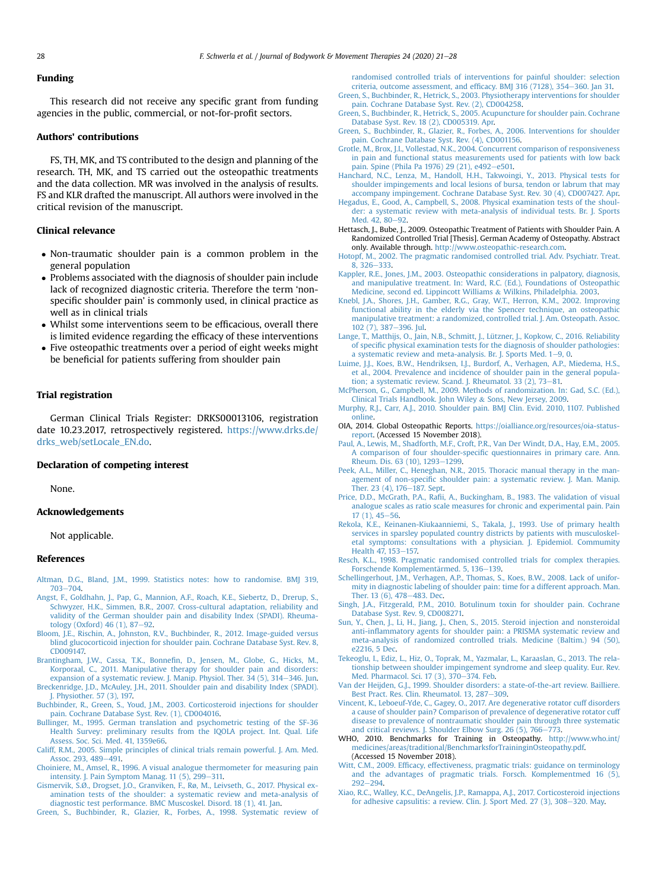## Funding

This research did not receive any specific grant from funding agencies in the public, commercial, or not-for-profit sectors.

## Authors' contributions

FS, TH, MK, and TS contributed to the design and planning of the research. TH, MK, and TS carried out the osteopathic treatments and the data collection. MR was involved in the analysis of results. FS and KLR drafted the manuscript. All authors were involved in the critical revision of the manuscript.

## Clinical relevance

- Non-traumatic shoulder pain is a common problem in the general population
- Problems associated with the diagnosis of shoulder pain include lack of recognized diagnostic criteria. Therefore the term 'non-specific shoulder pain' is commonly used, in clinical practice as well as in clinical trials
- Whilst some interventions seem to be efficacious, overall there is limited evidence regarding the efficacy of these interventions
- Five osteopathic treatments over a period of eight weeks might be beneficial for patients suffering from shoulder pain

## Trial registration

German Clinical Trials Register: DRKS00013106, registration date 10.23.2017, retrospectively registered. https://www.drks.de/drks_web/setLocale_EN.do.

## Declaration of competing interest

None.

## Acknowledgements

Not applicable.

## References

Altman, D.G., Bland, J.M., 1999. Statistics notes: how to randomise. BMJ 319, 703–704.

Angst, F., Goldhahn, J., Pap, G., Mannion, A.F., Roach, K.E., Siebertz, D., Drerup, S., Schwyzer, H.K., Simmen, B.R., 2007. Cross-cultural adaptation, reliability and validity of the German shoulder pain and disability Index (SPADI). Rheumatology (Oxford) 46 (1), 87–92.

Bloom, J.E., Rischin, A., Johnston, R.V., Buchbinder, R., 2012. Image-guided versus blind glucocorticoid injection for shoulder pain. Cochrane Database Syst. Rev. 8, CD009147.

Brantingham, J.W., Cassa, T.K., Bonnefin, D., Jensen, M., Globe, G., Hicks, M., Korporaal, C., 2011. Manipulative therapy for shoulder pain and disorders: expansion of a systematic review. J. Manip. Physiol. Ther. 34 (5), 314–346. Jun.

Breckenridge, J.D., McAuley, J.H., 2011. Shoulder pain and disability Index (SPADI). J. Physiother. 57 (3), 197.

Buchbinder, R., Green, S., Youd, J.M., 2003. Corticosteroid injections for shoulder pain. Cochrane Database Syst. Rev. (1), CD004016.

Bullinger, M., 1995. German translation and psychometric testing of the SF-36 Health Survey: preliminary results from the IQOLA project. Int. Qual. Life Assess. Soc. Sci. Med. 41, 1359e66.

Califf, R.M., 2005. Simple principles of clinical trials remain powerful. J. Am. Med. Assoc. 293, 489–491.

Choiniere, M., Amsel, R., 1996. A visual analogue thermometer for measuring pain intensity. J. Pain Symptom Manag. 11 (5), 299–311.

Gismervik, S.Ø., Drogset, J.O., Granviken, F., Rø, M., Leivseth, G., 2017. Physical examination tests of the shoulder: a systematic review and meta-analysis of diagnostic test performance. BMC Muscoskel. Disord. 18 (1), 41. Jan.

Green, S., Buchbinder, R., Glazier, R., Forbes, A., 1998. Systematic review of randomised controlled trials of interventions for painful shoulder: selection criteria, outcome assessment, and efficacy. BMJ 316 (7128), 354–360. Jan 31.

Green, S., Buchbinder, R., Hetrick, S., 2003. Physiotherapy interventions for shoulder pain. Cochrane Database Syst. Rev. (2), CD004258.

Green, S., Buchbinder, R., Hetrick, S., 2005. Acupuncture for shoulder pain. Cochrane Database Syst. Rev. 18 (2), CD005319. Apr.

Green, S., Buchbinder, R., Glazier, R., Forbes, A., 2006. Interventions for shoulder pain. Cochrane Database Syst. Rev. (4), CD001156.

Grotle, M., Brox, J.I., Vollestad, N.K., 2004. Concurrent comparison of responsiveness in pain and functional status measurements used for patients with low back pain. Spine (Phila Pa 1976) 29 (21), e492–e501.

Hanchard, N.C., Lenza, M., Handoll, H.H., Takwoingi, Y., 2013. Physical tests for shoulder impingements and local lesions of bursa, tendon or labrum that may accompany impingement. Cochrane Database Syst. Rev. 30 (4), CD007427. Apr.

Hegadus, E., Good, A., Campbell, S., 2008. Physical examination tests of the shoulder: a systematic review with meta-analysis of individual tests. Br. J. Sports Med. 42, 80–92.

Hettasch, J., Bube, J., 2009. Osteopathic Treatment of Patients with Shoulder Pain. A Randomized Controlled Trial [Thesis]. German Academy of Osteopathy. Abstract only. Available through. http://www.osteopathic-research.com.

Hotopf, M., 2002. The pragmatic randomised controlled trial. Adv. Psychiatr. Treat. 8, 326–333.

Kappler, R.E., Jones, J.M., 2003. Osteopathic considerations in palpatory, diagnosis, and manipulative treatment. In: Ward, R.C. (Ed.), Foundations of Osteopathic Medicine, second ed. Lippincott Williams & Wilkins, Philadelphia. 2003.

Knebl, J.A., Shores, J.H., Gamber, R.G., Gray, W.T., Herron, K.M., 2002. Improving functional ability in the elderly via the Spencer technique, an osteopathic manipulative treatment: a randomized, controlled trial. J. Am. Osteopath. Assoc. 102 (7), 387–396. Jul.

Lange, T., Matthijs, O., Jain, N.B., Schmitt, J., Lützner, J., Kopkow, C., 2016. Reliability of specific physical examination tests for the diagnosis of shoulder pathologies: a systematic review and meta-analysis. Br. J. Sports Med. 1–9, 0.

Luime, J.J., Koes, B.W., Hendriksen, I.J., Burdorf, A., Verhagen, A.P., Miedema, H.S., et al., 2004. Prevalence and incidence of shoulder pain in the general population; a systematic review. Scand. J. Rheumatol. 33 (2), 73–81.

McPherson, G., Campbell, M., 2009. Methods of randomization. In: Gad, S.C. (Ed.), Clinical Trials Handbook. John Wiley & Sons, New Jersey, 2009.

Murphy, R.J., Carr, A.J., 2010. Shoulder pain. BMJ Clin. Evid. 2010, 1107. Published online.

OIA, 2014. Global Osteopathic Reports. https://oialliance.org/resources/oia-status-report. (Accessed 15 November 2018).

Paul, A., Lewis, M., Shadforth, M.F., Croft, P.R., Van Der Windt, D.A., Hay, E.M., 2005. A comparison of four shoulder-specific questionnaires in primary care. Ann. Rheum. Dis. 63 (10), 1293–1299.

Peek, A.L., Miller, C., Heneghan, N.R., 2015. Thoracic manual therapy in the management of non-specific shoulder pain: a systematic review. J. Man. Manip. Ther. 23 (4), 176–187. Sept.

Price, D.D., McGrath, P.A., Rafii, A., Buckingham, B., 1983. The validation of visual analogue scales as ratio scale measures for chronic and experimental pain. Pain 17 (1), 45–56.

Rekola, K.E., Keinanen-Kiukaanniemi, S., Takala, J., 1993. Use of primary health services in sparsley populated country districts by patients with musculoskeletal symptoms: consultations with a physician. J. Epidemiol. Community Health 47, 153–157.

Resch, K.L., 1998. Pragmatic randomised controlled trials for complex therapies. Forschende Komplementärmed. 5, 136–139.

Schellingerhout, J.M., Verhagen, A.P., Thomas, S., Koes, B.W., 2008. Lack of uniformity in diagnostic labeling of shoulder pain: time for a different approach. Man. Ther. 13 (6), 478–483. Dec.

Singh, J.A., Fitzgerald, P.M., 2010. Botulinum toxin for shoulder pain. Cochrane Database Syst. Rev. 9, CD008271.

Sun, Y., Chen, J., Li, H., Jiang, J., Chen, S., 2015. Steroid injection and nonsteroidal anti-inflammatory agents for shoulder pain: a PRISMA systematic review and meta-analysis of randomized controlled trials. Medicine (Baltim.) 94 (50), e2216, 5 Dec.

Tekeoglu, I., Ediz, L., Hiz, O., Toprak, M., Yazmalar, L., Karaaslan, G., 2013. The relationship between shoulder impingement syndrome and sleep quality. Eur. Rev. Med. Pharmacol. Sci. 17 (3), 370–374. Feb.

Van der Heijden, G.J., 1999. Shoulder disorders: a state-of-the-art review. Bailliere. Best Pract. Res. Clin. Rheumatol. 13, 287–309.

Vincent, K., Leboeuf-Yde, C., Gagey, O., 2017. Are degenerative rotator cuff disorders a cause of shoulder pain? Comparison of prevalence of degenerative rotator cuff disease to prevalence of nontraumatic shoulder pain through three systematic and critical reviews. J. Shoulder Elbow Surg. 26 (5), 766–773.

WHO, 2010. Benchmarks for Training in Osteopathy. http://www.who.int/medicines/areas/traditional/BenchmarksforTraininginOsteopathy.pdf. (Accessed 15 November 2018).

Witt, C.M., 2009. Efficacy, effectiveness, pragmatic trials: guidance on terminology and the advantages of pragmatic trials. Forsch. Komplementmed 16 (5), 292–294.

Xiao, R.C., Walley, K.C., DeAngelis, J.P., Ramappa, A.J., 2017. Corticosteroid injections for adhesive capsulitis: a review. Clin. J. Sport Med. 27 (3), 308–320. May.